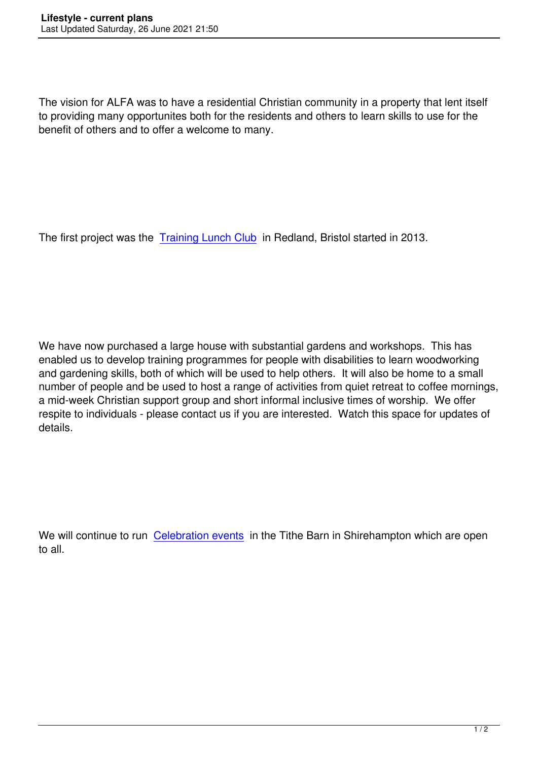The vision for ALFA was to have a residential Christian community in a property that lent itself to providing many opportunites both for the residents and others to learn skills to use for the benefit of others and to offer a welcome to many.

The first project was the Training Lunch Club in Redland, Bristol started in 2013.

We have now purchased a large house with substantial gardens and workshops. This has enabled us to develop training programmes for people with disabilities to learn woodworking and gardening skills, both of which will be used to help others. It will also be home to a small number of people and be used to host a range of activities from quiet retreat to coffee mornings, a mid-week Christian support group and short informal inclusive times of worship. We offer respite to individuals - please contact us if you are interested. Watch this space for updates of details.

We will continue to run Celebration events in the Tithe Barn in Shirehampton which are open to all.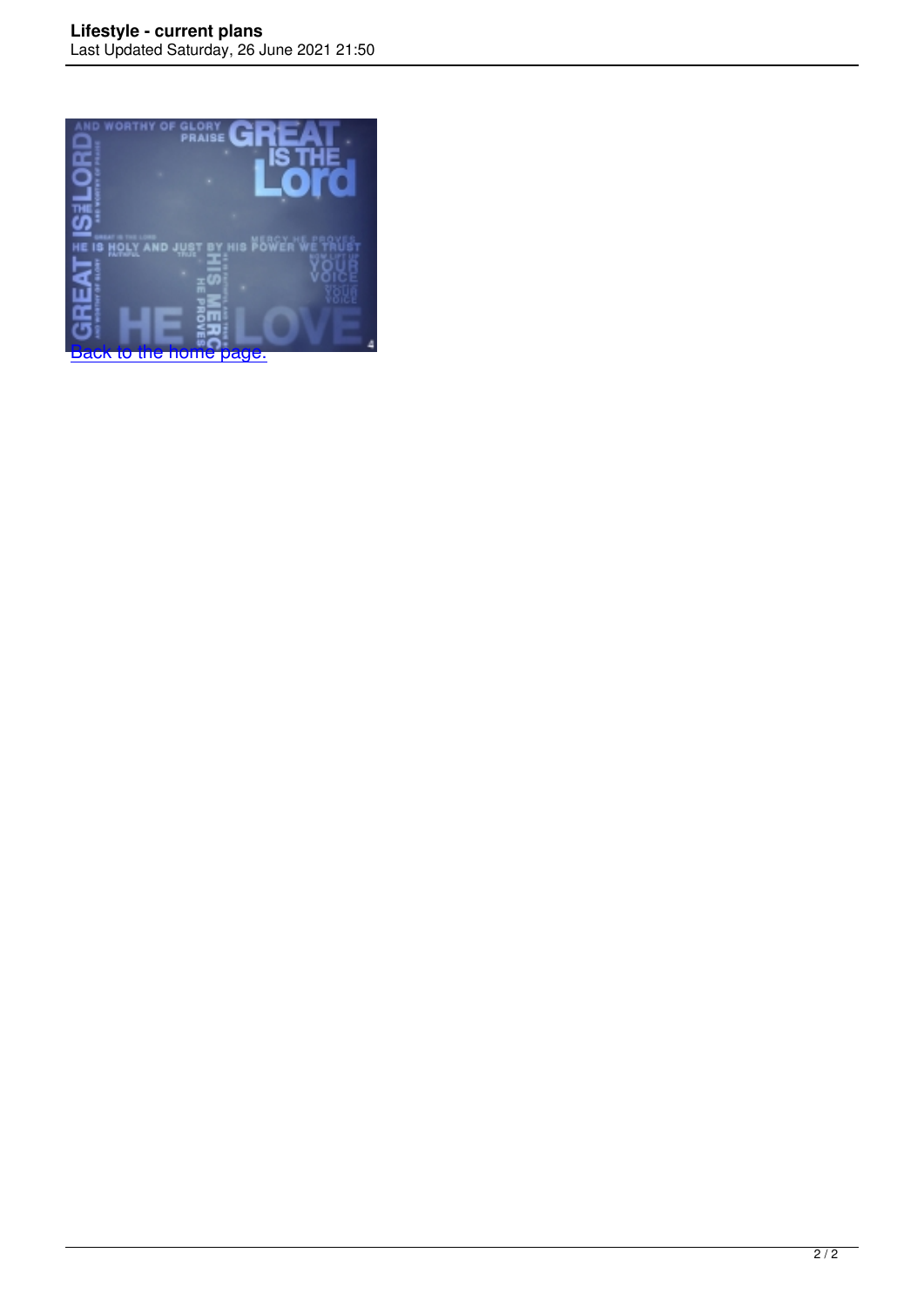Back to the home page.